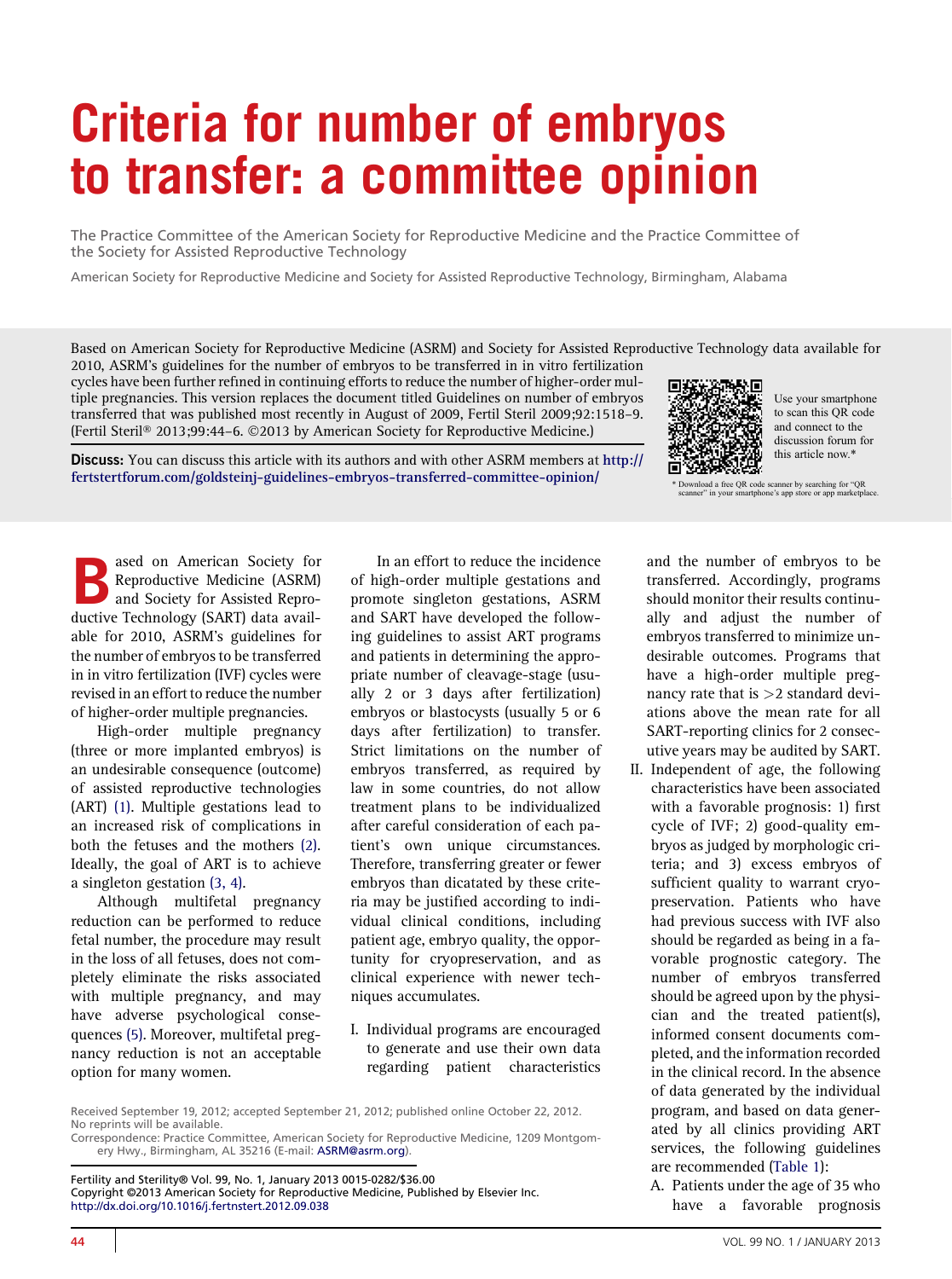# Criteria for number of embryos to transfer: a committee opinion

The Practice Committee of the American Society for Reproductive Medicine and the Practice Committee of the Society for Assisted Reproductive Technology

American Society for Reproductive Medicine and Society for Assisted Reproductive Technology, Birmingham, Alabama

Based on American Society for Reproductive Medicine (ASRM) and Society for Assisted Reproductive Technology data available for 2010, ASRM's guidelines for the number of embryos to be transferred in in vitro fertilization cycles have been further refined in continuing efforts to reduce the number of higher-order multiple pregnancies. This version replaces the document titled Guidelines on number of embryos transferred that was published most recently in August of 2009, Fertil Steril 2009;92:1518–9. (Fertil Steril® 2013;99:44–6. ©2013 by American Society for Reproductive Medicine.)

**Discuss:** You can discuss this article with its authors and with other ASRM members at http://fertstertforum.com/goldsteinj-guidelines-embryos-transferred-committee-opinion/

Use your smartphone to scan this QR code and connect to the discussion forum for this article now.*

\* Download a free QR code scanner by searching for "QR scanner" in your smartphone's app store or app marketplace.

Based on American Society for Reproductive Medicine (ASRM) and Society for Assisted Reproductive Technology (SART) data available for 2010, ASRM's guidelines for the number of embryos to be transferred in in vitro fertilization (IVF) cycles were revised in an effort to reduce the number of higher-order multiple pregnancies.

High-order multiple pregnancy (three or more implanted embryos) is an undesirable consequence (outcome) of assisted reproductive technologies (ART) (1). Multiple gestations lead to an increased risk of complications in both the fetuses and the mothers (2). Ideally, the goal of ART is to achieve a singleton gestation (3, 4).

Although multifetal pregnancy reduction can be performed to reduce fetal number, the procedure may result in the loss of all fetuses, does not completely eliminate the risks associated with multiple pregnancy, and may have adverse psychological consequences (5). Moreover, multifetal pregnancy reduction is not an acceptable option for many women.

In an effort to reduce the incidence of high-order multiple gestations and promote singleton gestations, ASRM and SART have developed the following guidelines to assist ART programs and patients in determining the appropriate number of cleavage-stage (usually 2 or 3 days after fertilization) embryos or blastocysts (usually 5 or 6 days after fertilization) to transfer. Strict limitations on the number of embryos transferred, as required by law in some countries, do not allow treatment plans to be individualized after careful consideration of each patient's own unique circumstances. Therefore, transferring greater or fewer embryos than dicatated by these criteria may be justified according to individual clinical conditions, including patient age, embryo quality, the opportunity for cryopreservation, and as clinical experience with newer techniques accumulates.

I. Individual programs are encouraged to generate and use their own data regarding patient characteristics and the number of embryos to be transferred. Accordingly, programs should monitor their results continually and adjust the number of embryos transferred to minimize undesirable outcomes. Programs that have a high-order multiple pregnancy rate that is >2 standard deviations above the mean rate for all SART-reporting clinics for 2 consecutive years may be audited by SART.
II. Independent of age, the following characteristics have been associated with a favorable prognosis: 1) first cycle of IVF; 2) good-quality embryos as judged by morphologic criteria; and 3) excess embryos of sufficient quality to warrant cryopreservation. Patients who have had previous success with IVF also should be regarded as being in a favorable prognostic category. The number of embryos transferred should be agreed upon by the physician and the treated patient(s), informed consent documents completed, and the information recorded in the clinical record. In the absence of data generated by the individual program, and based on data generated by all clinics providing ART services, the following guidelines are recommended (Table 1):
   A. Patients under the age of 35 who have a favorable prognosis

Received September 19, 2012; accepted September 21, 2012; published online October 22, 2012.
No reprints will be available.
Correspondence: Practice Committee, American Society for Reproductive Medicine, 1209 Montgomery Hwy., Birmingham, AL 35216 (E-mail: ASRM@asrm.org).

Fertility and Sterility® Vol. 99, No. 1, January 2013 0015-0282/$36.00
Copyright ©2013 American Society for Reproductive Medicine, Published by Elsevier Inc.
http://dx.doi.org/10.1016/j.fertnstert.2012.09.038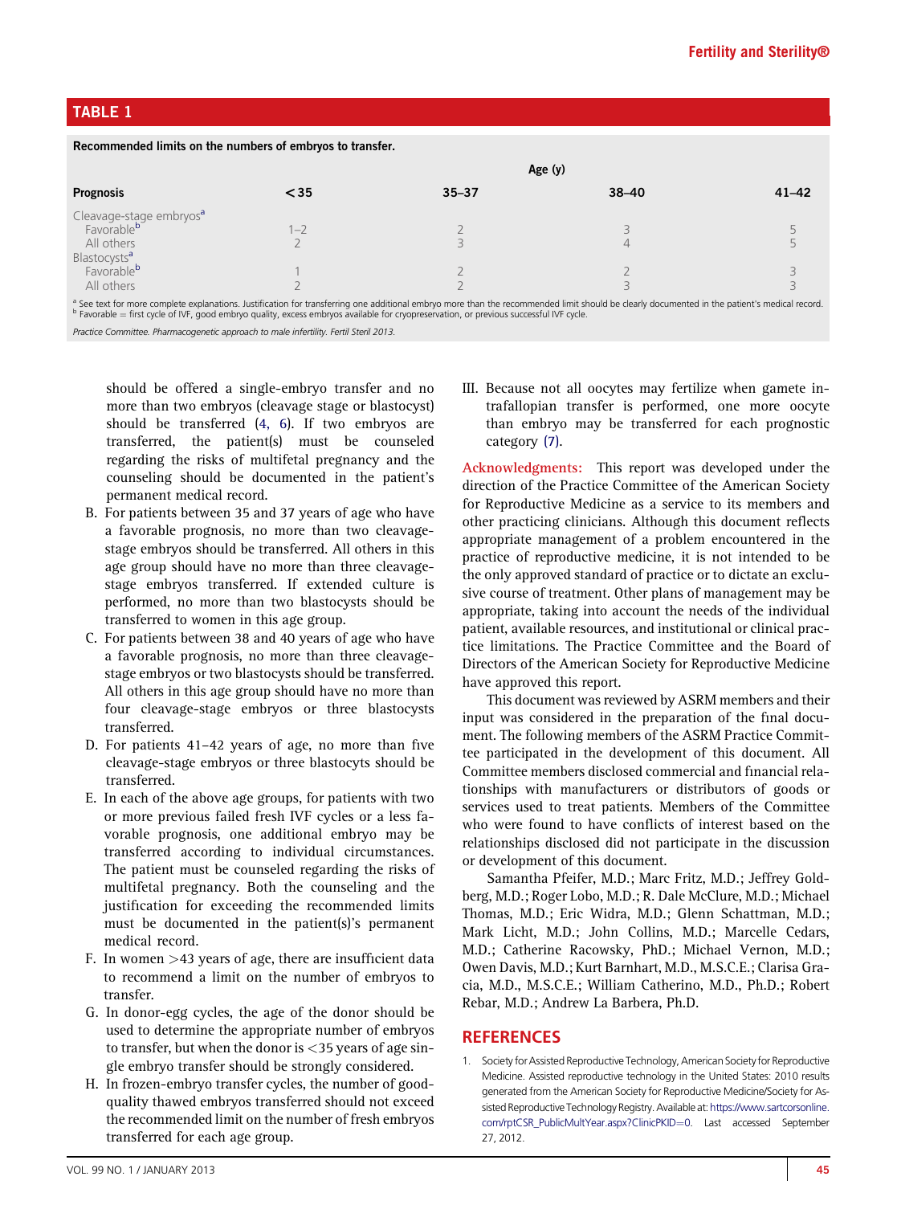## TABLE 1

**Recommended limits on the numbers of embryos to transfer.**

| | Age (y) | | | |
|---|---|---|---|---|
| **Prognosis** | **<35** | **35–37** | **38–40** | **41–42** |
| Cleavage-stage embryos[a] | | | | |
| Favorable[b] | 1–2 | 2 | 3 | 5 |
| All others | 2 | 3 | 4 | 5 |
| Blastocysts[a] | | | | |
| Favorable[b] | 1 | 2 | 2 | 3 |
| All others | 2 | 2 | 3 | 3 |

[a] See text for more complete explanations. Justification for transferring one additional embryo more than the recommended limit should be clearly documented in the patient's medical record.
[b] Favorable = first cycle of IVF, good embryo quality, excess embryos available for cryopreservation, or previous successful IVF cycle.

*Practice Committee. Pharmacogenetic approach to male infertility. Fertil Steril 2013.*

should be offered a single-embryo transfer and no more than two embryos (cleavage stage or blastocyst) should be transferred (4, 6). If two embryos are transferred, the patient(s) must be counseled regarding the risks of multifetal pregnancy and the counseling should be documented in the patient's permanent medical record.

B. For patients between 35 and 37 years of age who have a favorable prognosis, no more than two cleavage-stage embryos should be transferred. All others in this age group should have no more than three cleavage-stage embryos transferred. If extended culture is performed, no more than two blastocysts should be transferred to women in this age group.

C. For patients between 38 and 40 years of age who have a favorable prognosis, no more than three cleavage-stage embryos or two blastocysts should be transferred. All others in this age group should have no more than four cleavage-stage embryos or three blastocysts transferred.

D. For patients 41–42 years of age, no more than five cleavage-stage embryos or three blastocyts should be transferred.

E. In each of the above age groups, for patients with two or more previous failed fresh IVF cycles or a less favorable prognosis, one additional embryo may be transferred according to individual circumstances. The patient must be counseled regarding the risks of multifetal pregnancy. Both the counseling and the justification for exceeding the recommended limits must be documented in the patient(s)'s permanent medical record.

F. In women >43 years of age, there are insufficient data to recommend a limit on the number of embryos to transfer.

G. In donor-egg cycles, the age of the donor should be used to determine the appropriate number of embryos to transfer, but when the donor is <35 years of age single embryo transfer should be strongly considered.

H. In frozen-embryo transfer cycles, the number of good-quality thawed embryos transferred should not exceed the recommended limit on the number of fresh embryos transferred for each age group.

III. Because not all oocytes may fertilize when gamete intrafallopian transfer is performed, one more oocyte than embryo may be transferred for each prognostic category (7).

**Acknowledgments:** This report was developed under the direction of the Practice Committee of the American Society for Reproductive Medicine as a service to its members and other practicing clinicians. Although this document reflects appropriate management of a problem encountered in the practice of reproductive medicine, it is not intended to be the only approved standard of practice or to dictate an exclusive course of treatment. Other plans of management may be appropriate, taking into account the needs of the individual patient, available resources, and institutional or clinical practice limitations. The Practice Committee and the Board of Directors of the American Society for Reproductive Medicine have approved this report.

This document was reviewed by ASRM members and their input was considered in the preparation of the final document. The following members of the ASRM Practice Committee participated in the development of this document. All Committee members disclosed commercial and financial relationships with manufacturers or distributors of goods or services used to treat patients. Members of the Committee who were found to have conflicts of interest based on the relationships disclosed did not participate in the discussion or development of this document.

Samantha Pfeifer, M.D.; Marc Fritz, M.D.; Jeffrey Goldberg, M.D.; Roger Lobo, M.D.; R. Dale McClure, M.D.; Michael Thomas, M.D.; Eric Widra, M.D.; Glenn Schattman, M.D.; Mark Licht, M.D.; John Collins, M.D.; Marcelle Cedars, M.D.; Catherine Racowsky, PhD.; Michael Vernon, M.D.; Owen Davis, M.D.; Kurt Barnhart, M.D., M.S.C.E.; Clarisa Gracia, M.D., M.S.C.E.; William Catherino, M.D., Ph.D.; Robert Rebar, M.D.; Andrew La Barbera, Ph.D.

## REFERENCES

1. Society for Assisted Reproductive Technology, American Society for Reproductive Medicine. Assisted reproductive technology in the United States: 2010 results generated from the American Society for Reproductive Medicine/Society for Assisted Reproductive Technology Registry. Available at: https://www.sartcorsonline.com/rptCSR_PublicMultYear.aspx?ClinicPKID=0. Last accessed September 27, 2012.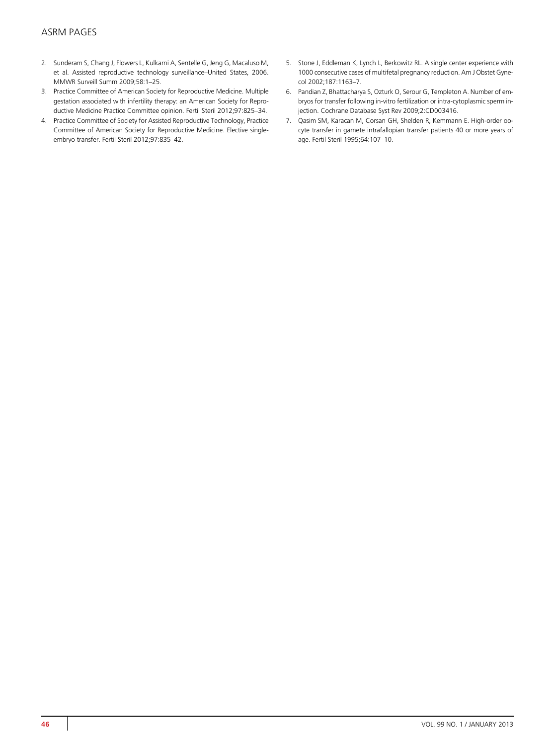2. Sunderam S, Chang J, Flowers L, Kulkarni A, Sentelle G, Jeng G, Macaluso M, et al. Assisted reproductive technology surveillance–United States, 2006. MMWR Surveill Summ 2009;58:1–25.
3. Practice Committee of American Society for Reproductive Medicine. Multiple gestation associated with infertility therapy: an American Society for Reproductive Medicine Practice Committee opinion. Fertil Steril 2012;97:825–34.
4. Practice Committee of Society for Assisted Reproductive Technology, Practice Committee of American Society for Reproductive Medicine. Elective single-embryo transfer. Fertil Steril 2012;97:835–42.
5. Stone J, Eddleman K, Lynch L, Berkowitz RL. A single center experience with 1000 consecutive cases of multifetal pregnancy reduction. Am J Obstet Gynecol 2002;187:1163–7.
6. Pandian Z, Bhattacharya S, Ozturk O, Serour G, Templeton A. Number of embryos for transfer following in-vitro fertilization or intra-cytoplasmic sperm injection. Cochrane Database Syst Rev 2009;2:CD003416.
7. Qasim SM, Karacan M, Corsan GH, Shelden R, Kemmann E. High-order oocyte transfer in gamete intrafallopian transfer patients 40 or more years of age. Fertil Steril 1995;64:107–10.